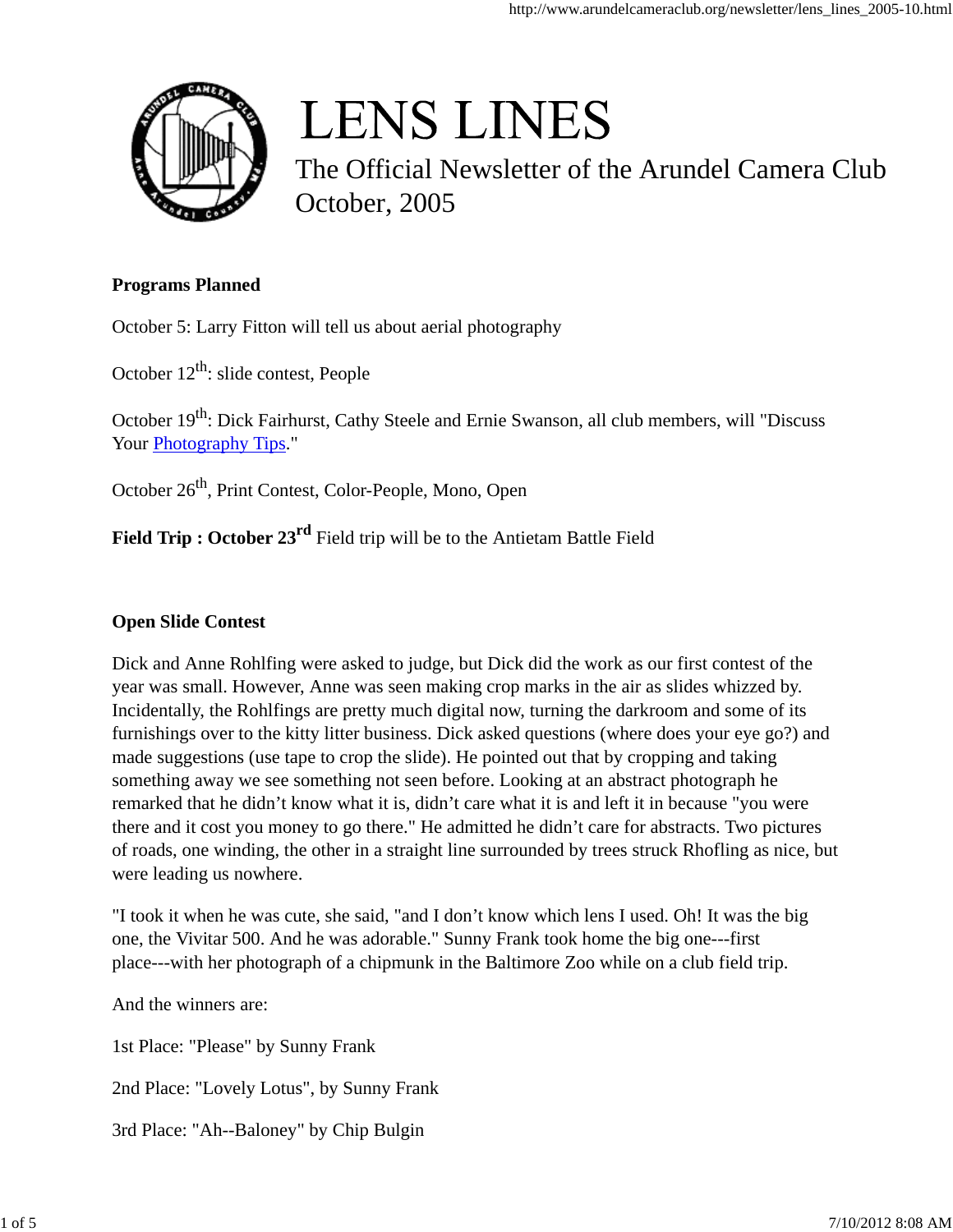# LENS LINES

The Official Newsletter of the Arundel Camera Club
October, 2005

**Programs Planned**

October 5: Larry Fitton will tell us about aerial photography

October 12th: slide contest, People

October 19th: Dick Fairhurst, Cathy Steele and Ernie Swanson, all club members, will "Discuss Your Photography Tips."

October 26th, Print Contest, Color-People, Mono, Open

**Field Trip : October 23rd** Field trip will be to the Antietam Battle Field

**Open Slide Contest**

Dick and Anne Rohlfing were asked to judge, but Dick did the work as our first contest of the year was small. However, Anne was seen making crop marks in the air as slides whizzed by. Incidentally, the Rohlfings are pretty much digital now, turning the darkroom and some of its furnishings over to the kitty litter business. Dick asked questions (where does your eye go?) and made suggestions (use tape to crop the slide). He pointed out that by cropping and taking something away we see something not seen before. Looking at an abstract photograph he remarked that he didn't know what it is, didn't care what it is and left it in because "you were there and it cost you money to go there." He admitted he didn't care for abstracts. Two pictures of roads, one winding, the other in a straight line surrounded by trees struck Rhofling as nice, but were leading us nowhere.

"I took it when he was cute, she said, "and I don't know which lens I used. Oh! It was the big one, the Vivitar 500. And he was adorable." Sunny Frank took home the big one---first place---with her photograph of a chipmunk in the Baltimore Zoo while on a club field trip.

And the winners are:

1st Place: "Please" by Sunny Frank

2nd Place: "Lovely Lotus", by Sunny Frank

3rd Place: "Ah--Baloney" by Chip Bulgin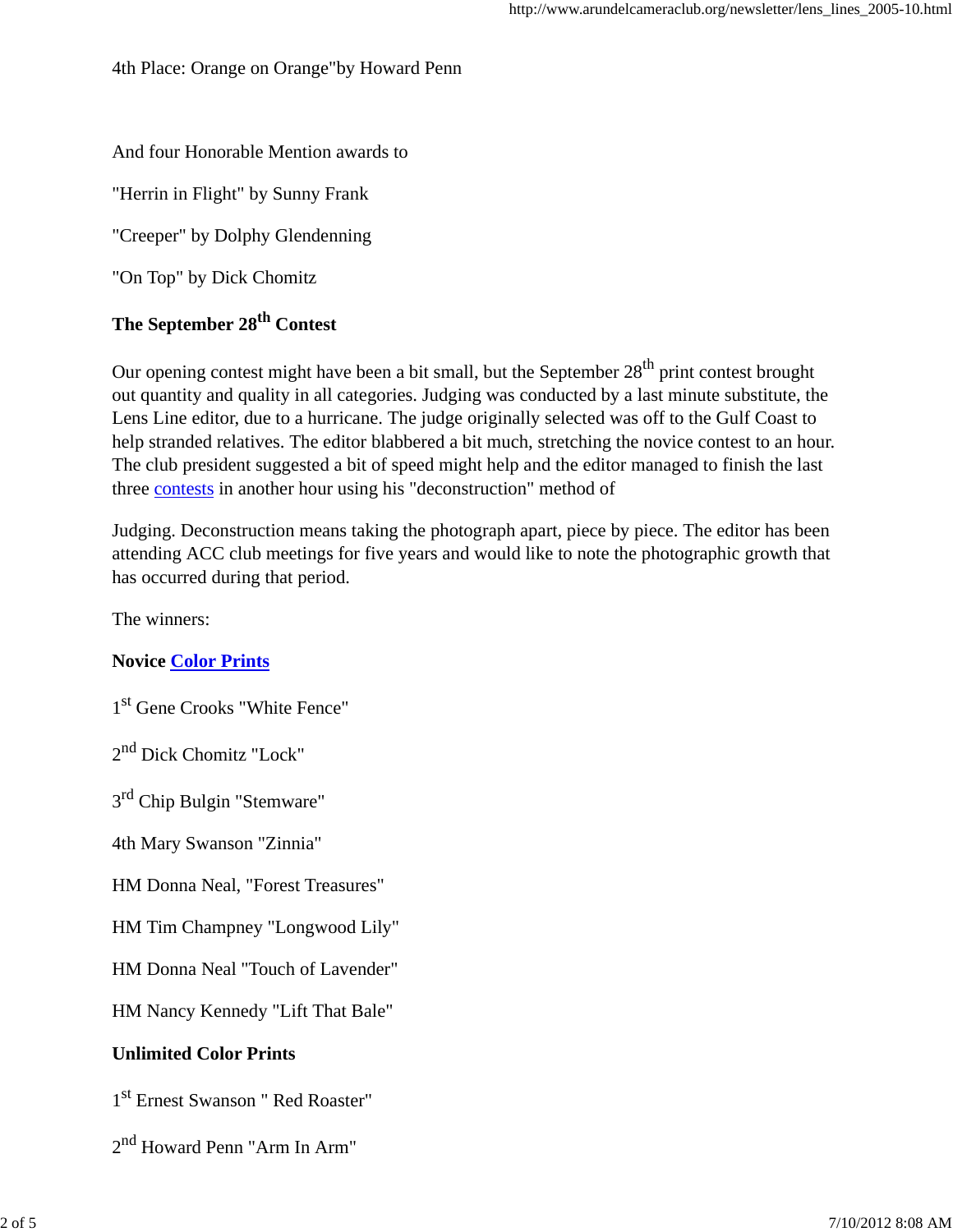4th Place: Orange on Orange"by Howard Penn

And four Honorable Mention awards to

"Herrin in Flight" by Sunny Frank

"Creeper" by Dolphy Glendenning

"On Top" by Dick Chomitz

### The September 28th Contest

Our opening contest might have been a bit small, but the September 28th print contest brought out quantity and quality in all categories. Judging was conducted by a last minute substitute, the Lens Line editor, due to a hurricane. The judge originally selected was off to the Gulf Coast to help stranded relatives. The editor blabbered a bit much, stretching the novice contest to an hour. The club president suggested a bit of speed might help and the editor managed to finish the last three contests in another hour using his "deconstruction" method of

Judging. Deconstruction means taking the photograph apart, piece by piece. The editor has been attending ACC club meetings for five years and would like to note the photographic growth that has occurred during that period.

The winners:

**Novice Color Prints**

1st Gene Crooks "White Fence"

2nd Dick Chomitz "Lock"

3rd Chip Bulgin "Stemware"

4th Mary Swanson "Zinnia"

HM Donna Neal, "Forest Treasures"

HM Tim Champney "Longwood Lily"

HM Donna Neal "Touch of Lavender"

HM Nancy Kennedy "Lift That Bale"

**Unlimited Color Prints**

1st Ernest Swanson " Red Roaster"

2nd Howard Penn "Arm In Arm"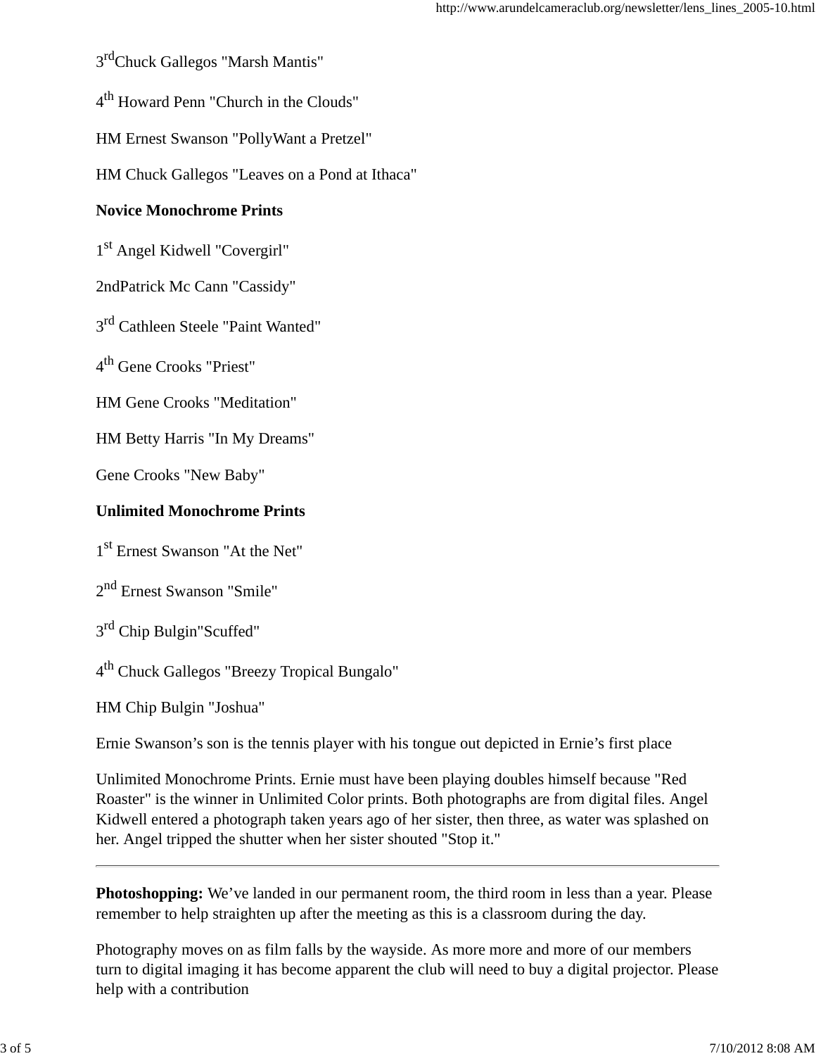3rd Chuck Gallegos "Marsh Mantis"

4th Howard Penn "Church in the Clouds"

HM Ernest Swanson "PollyWant a Pretzel"

HM Chuck Gallegos "Leaves on a Pond at Ithaca"

**Novice Monochrome Prints**

1st Angel Kidwell "Covergirl"

2ndPatrick Mc Cann "Cassidy"

3rd Cathleen Steele "Paint Wanted"

4th Gene Crooks "Priest"

HM Gene Crooks "Meditation"

HM Betty Harris "In My Dreams"

Gene Crooks "New Baby"

**Unlimited Monochrome Prints**

1st Ernest Swanson "At the Net"

2nd Ernest Swanson "Smile"

3rd Chip Bulgin"Scuffed"

4th Chuck Gallegos "Breezy Tropical Bungalo"

HM Chip Bulgin "Joshua"

Ernie Swanson's son is the tennis player with his tongue out depicted in Ernie's first place

Unlimited Monochrome Prints. Ernie must have been playing doubles himself because "Red Roaster" is the winner in Unlimited Color prints. Both photographs are from digital files. Angel Kidwell entered a photograph taken years ago of her sister, then three, as water was splashed on her. Angel tripped the shutter when her sister shouted "Stop it."

---

**Photoshopping:** We've landed in our permanent room, the third room in less than a year. Please remember to help straighten up after the meeting as this is a classroom during the day.

Photography moves on as film falls by the wayside. As more more and more of our members turn to digital imaging it has become apparent the club will need to buy a digital projector. Please help with a contribution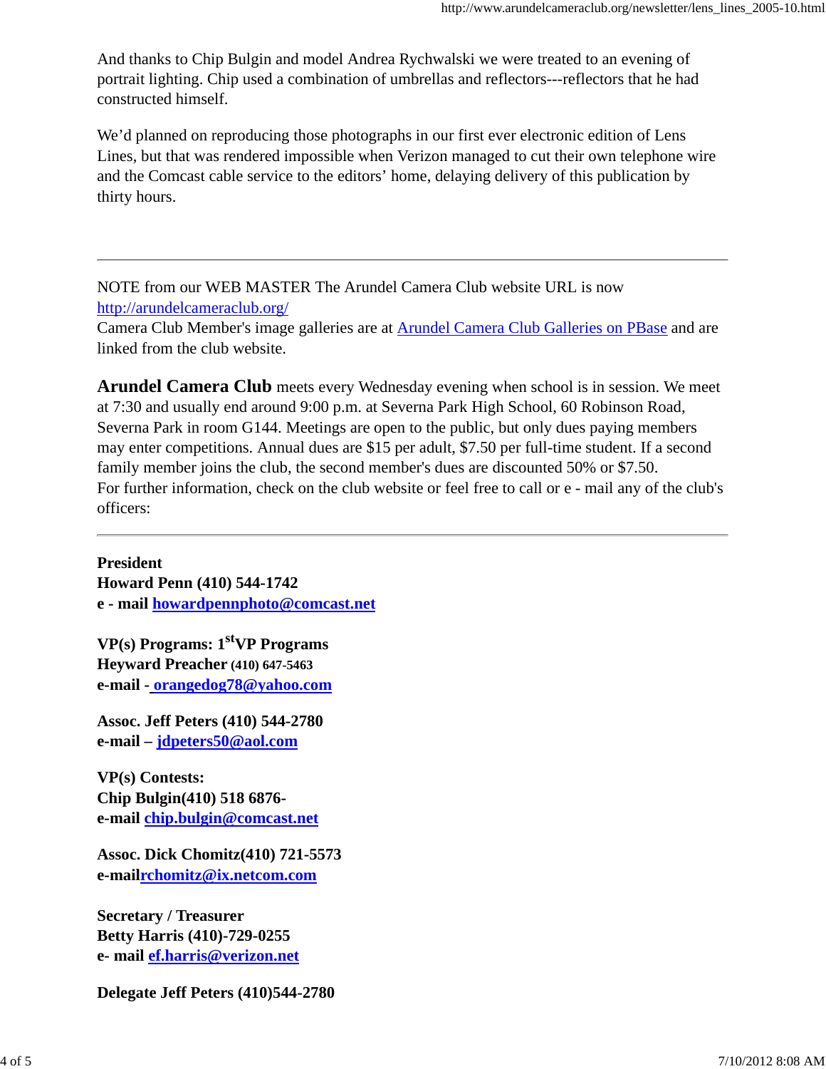And thanks to Chip Bulgin and model Andrea Rychwalski we were treated to an evening of portrait lighting. Chip used a combination of umbrellas and reflectors---reflectors that he had constructed himself.

We'd planned on reproducing those photographs in our first ever electronic edition of Lens Lines, but that was rendered impossible when Verizon managed to cut their own telephone wire and the Comcast cable service to the editors' home, delaying delivery of this publication by thirty hours.

---

NOTE from our WEB MASTER The Arundel Camera Club website URL is now [http://arundelcameraclub.org/](http://arundelcameraclub.org/)
Camera Club Member's image galleries are at Arundel Camera Club Galleries on PBase and are linked from the club website.

**Arundel Camera Club** meets every Wednesday evening when school is in session. We meet at 7:30 and usually end around 9:00 p.m. at Severna Park High School, 60 Robinson Road, Severna Park in room G144. Meetings are open to the public, but only dues paying members may enter competitions. Annual dues are $15 per adult, $7.50 per full-time student. If a second family member joins the club, the second member's dues are discounted 50% or $7.50.
For further information, check on the club website or feel free to call or e - mail any of the club's officers:

---

**President**
**Howard Penn (410) 544-1742**
**e - mail howardpennphoto@comcast.net**

**VP(s) Programs: 1st VP Programs**
**Heyward Preacher (410) 647-5463**
**e-mail - orangedog78@yahoo.com**

**Assoc. Jeff Peters (410) 544-2780**
**e-mail – jdpeters50@aol.com**

**VP(s) Contests:**
**Chip Bulgin(410) 518 6876-**
**e-mail chip.bulgin@comcast.net**

**Assoc. Dick Chomitz(410) 721-5573**
**e-mailrchomitz@ix.netcom.com**

**Secretary / Treasurer**
**Betty Harris (410)-729-0255**
**e- mail ef.harris@verizon.net**

**Delegate Jeff Peters (410)544-2780**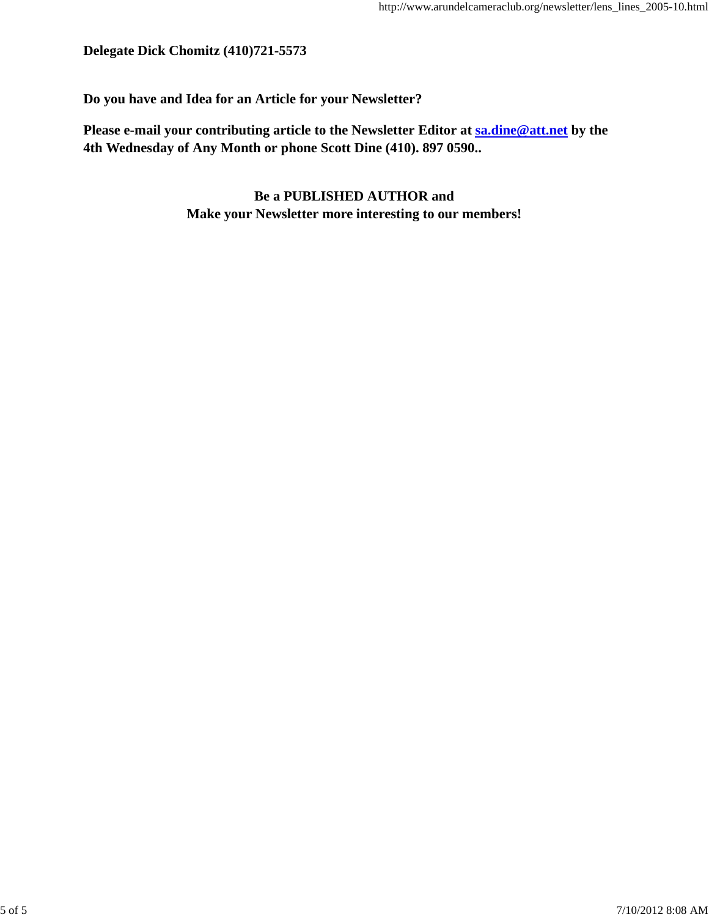**Delegate Dick Chomitz (410)721-5573**

**Do you have and Idea for an Article for your Newsletter?**

**Please e-mail your contributing article to the Newsletter Editor at [sa.dine@att.net](mailto:sa.dine@att.net) by the 4th Wednesday of Any Month or phone Scott Dine (410). 897 0590..**

**Be a PUBLISHED AUTHOR and**
**Make your Newsletter more interesting to our members!**